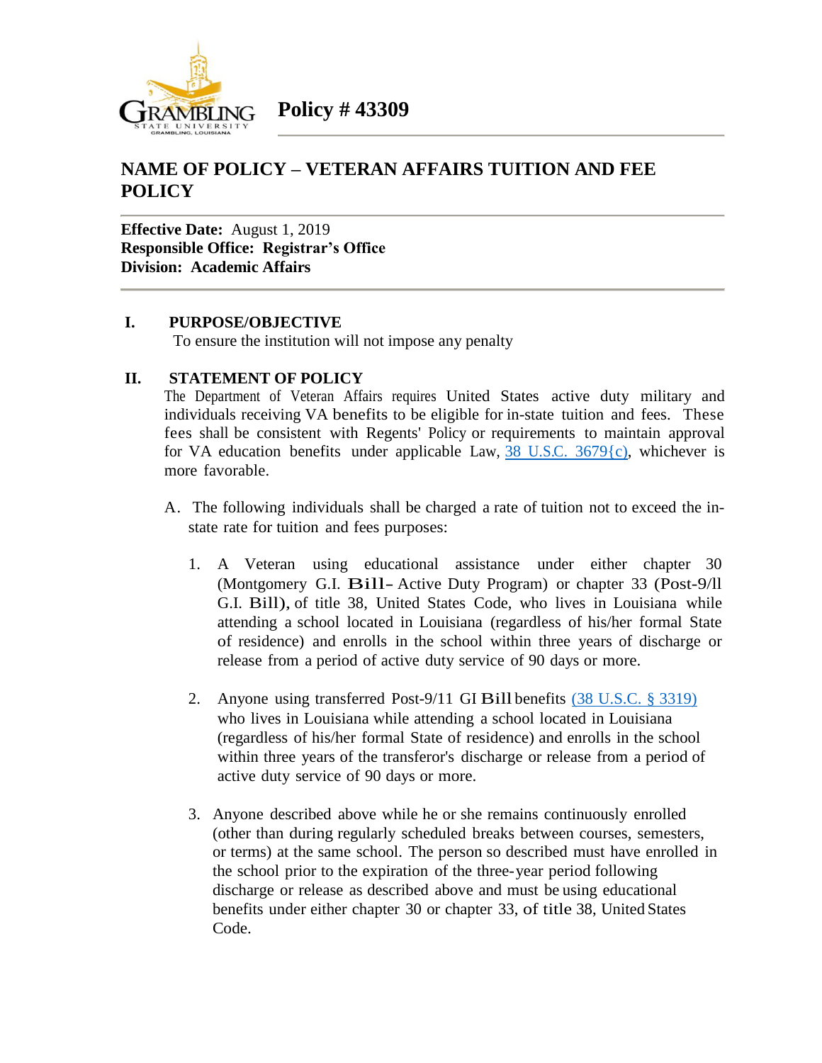# Policy # 43309

## NAME OF POLICY – VETERAN AFFAIRS TUITION AND FEE POLICY

**Effective Date:** August 1, 2019
**Responsible Office: Registrar's Office**
**Division: Academic Affairs**

### I. PURPOSE/OBJECTIVE

To ensure the institution will not impose any penalty

### II. STATEMENT OF POLICY

The Department of Veteran Affairs requires United States active duty military and individuals receiving VA benefits to be eligible for in-state tuition and fees. These fees shall be consistent with Regents' Policy or requirements to maintain approval for VA education benefits under applicable Law, 38 U.S.C. 3679{c), whichever is more favorable.

A. The following individuals shall be charged a rate of tuition not to exceed the in-state rate for tuition and fees purposes:

1. A Veteran using educational assistance under either chapter 30 (Montgomery G.I. Bill- Active Duty Program) or chapter 33 (Post-9/ll G.I. Bill), of title 38, United States Code, who lives in Louisiana while attending a school located in Louisiana (regardless of his/her formal State of residence) and enrolls in the school within three years of discharge or release from a period of active duty service of 90 days or more.

2. Anyone using transferred Post-9/11 GI Bill benefits (38 U.S.C. § 3319) who lives in Louisiana while attending a school located in Louisiana (regardless of his/her formal State of residence) and enrolls in the school within three years of the transferor's discharge or release from a period of active duty service of 90 days or more.

3. Anyone described above while he or she remains continuously enrolled (other than during regularly scheduled breaks between courses, semesters, or terms) at the same school. The person so described must have enrolled in the school prior to the expiration of the three-year period following discharge or release as described above and must be using educational benefits under either chapter 30 or chapter 33, of title 38, United States Code.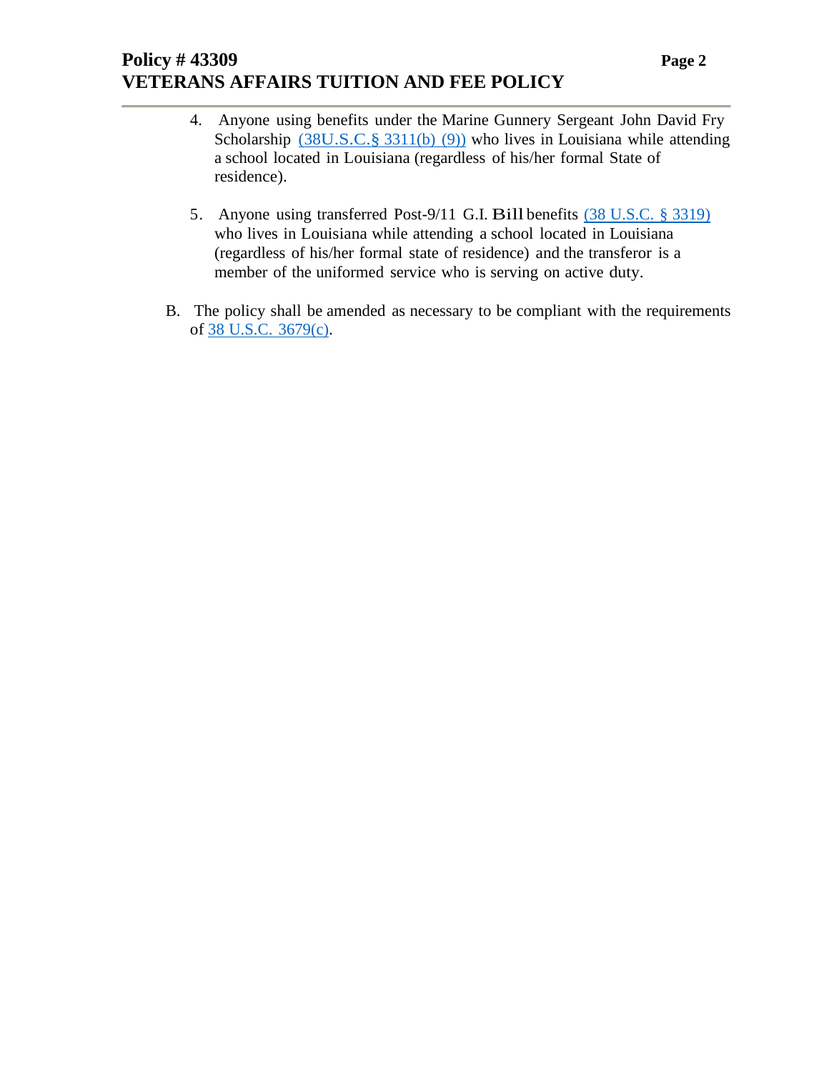4. Anyone using benefits under the Marine Gunnery Sergeant John David Fry Scholarship (38U.S.C.§ 3311(b) (9)) who lives in Louisiana while attending a school located in Louisiana (regardless of his/her formal State of residence).

5. Anyone using transferred Post-9/11 G.I. Bill benefits (38 U.S.C. § 3319) who lives in Louisiana while attending a school located in Louisiana (regardless of his/her formal state of residence) and the transferor is a member of the uniformed service who is serving on active duty.

B. The policy shall be amended as necessary to be compliant with the requirements of 38 U.S.C. 3679(c).